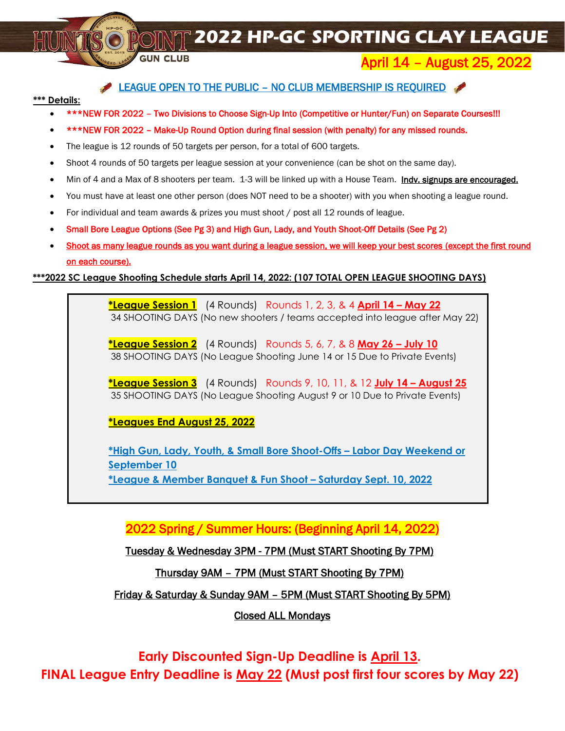# 2022 HP-GC SPORTING CLAY LEAGUE

**April 14 – August 25, 2022**

**LEAGUE OPEN TO THE PUBLIC – NO CLUB MEMBERSHIP IS REQUIRED**

**\*\*\* Details:**

- ***NEW FOR 2022 – Two Divisions to Choose Sign-Up Into (Competitive or Hunter/Fun) on Separate Courses!!!
- ***NEW FOR 2022 – Make-Up Round Option during final session (with penalty) for any missed rounds.
- The league is 12 rounds of 50 targets per person, for a total of 600 targets.
- Shoot 4 rounds of 50 targets per league session at your convenience (can be shot on the same day).
- Min of 4 and a Max of 8 shooters per team. 1-3 will be linked up with a House Team. **Indv. signups are encouraged.**
- You must have at least one other person (does NOT need to be a shooter) with you when shooting a league round.
- For individual and team awards & prizes you must shoot / post all 12 rounds of league.
- Small Bore League Options (See Pg 3) and High Gun, Lady, and Youth Shoot-Off Details (See Pg 2)
- Shoot as many league rounds as you want during a league session, we will keep your best scores (except the first round on each course).

**\*\*\*2022 SC League Shooting Schedule starts April 14, 2022: (107 TOTAL OPEN LEAGUE SHOOTING DAYS)**

**\*League Session 1** (4 Rounds) Rounds 1, 2, 3, & 4 **April 14 – May 22**
34 SHOOTING DAYS (No new shooters / teams accepted into league after May 22)

**\*League Session 2** (4 Rounds) Rounds 5, 6, 7, & 8 **May 26 – July 10**
38 SHOOTING DAYS (No League Shooting June 14 or 15 Due to Private Events)

**\*League Session 3** (4 Rounds) Rounds 9, 10, 11, & 12 **July 14 – August 25**
35 SHOOTING DAYS (No League Shooting August 9 or 10 Due to Private Events)

**\*Leagues End August 25, 2022**

**\*High Gun, Lady, Youth, & Small Bore Shoot-Offs – Labor Day Weekend or September 10**
**\*League & Member Banquet & Fun Shoot – Saturday Sept. 10, 2022**

## 2022 Spring / Summer Hours: (Beginning April 14, 2022)

Tuesday & Wednesday 3PM - 7PM (Must START Shooting By 7PM)

Thursday 9AM – 7PM (Must START Shooting By 7PM)

Friday & Saturday & Sunday 9AM – 5PM (Must START Shooting By 5PM)

Closed ALL Mondays

**Early Discounted Sign-Up Deadline is April 13.**
**FINAL League Entry Deadline is May 22 (Must post first four scores by May 22)**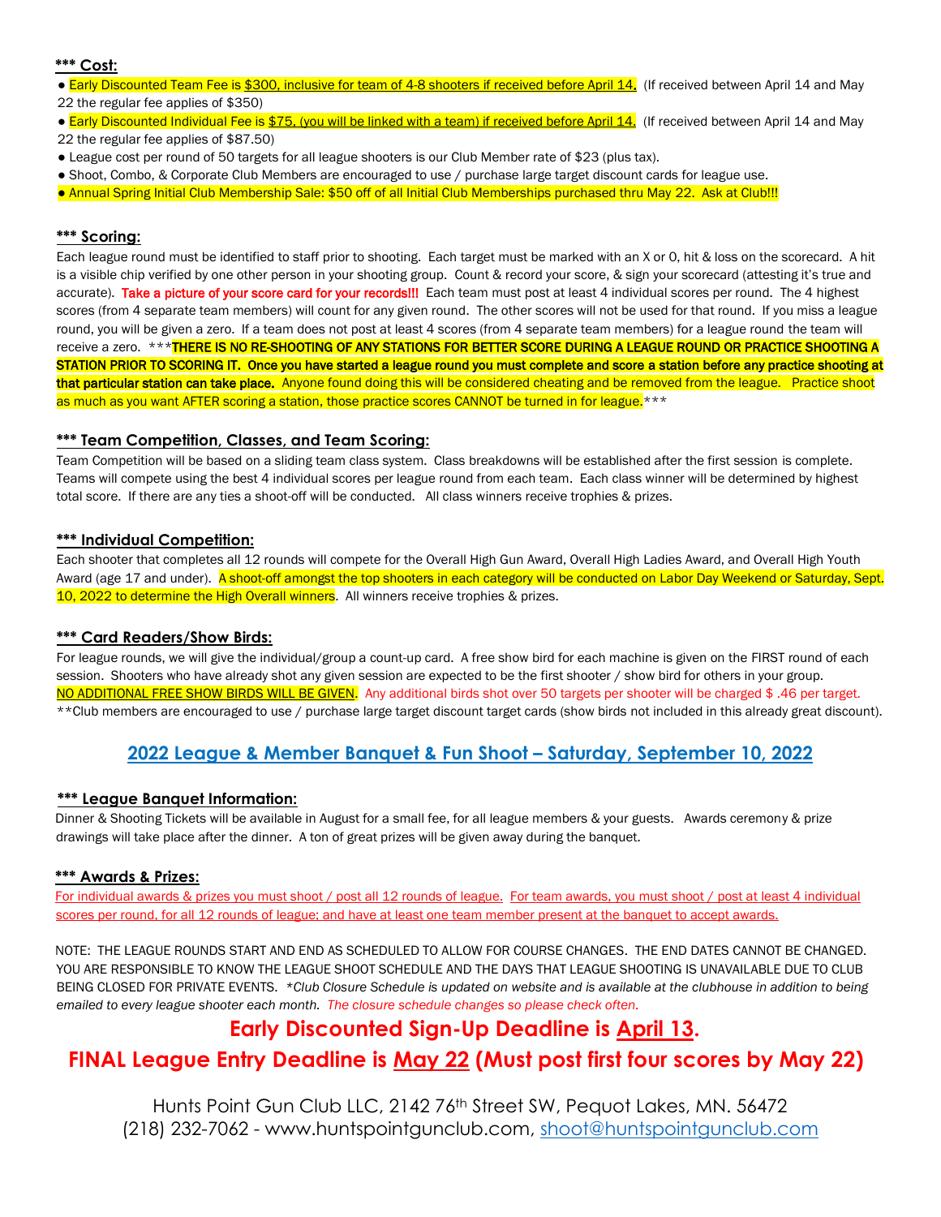### *** Cost:

- Early Discounted Team Fee is $300, inclusive for team of 4-8 shooters if received before April 14. (If received between April 14 and May 22 the regular fee applies of $350)
- Early Discounted Individual Fee is $75, (you will be linked with a team) if received before April 14. (If received between April 14 and May 22 the regular fee applies of $87.50)
- League cost per round of 50 targets for all league shooters is our Club Member rate of $23 (plus tax).
- Shoot, Combo, & Corporate Club Members are encouraged to use / purchase large target discount cards for league use.
- Annual Spring Initial Club Membership Sale: $50 off of all Initial Club Memberships purchased thru May 22. Ask at Club!!!

### *** Scoring:

Each league round must be identified to staff prior to shooting. Each target must be marked with an X or O, hit & loss on the scorecard. A hit is a visible chip verified by one other person in your shooting group. Count & record your score, & sign your scorecard (attesting it's true and accurate). **Take a picture of your score card for your records!!!** Each team must post at least 4 individual scores per round. The 4 highest scores (from 4 separate team members) will count for any given round. The other scores will not be used for that round. If you miss a league round, you will be given a zero. If a team does not post at least 4 scores (from 4 separate team members) for a league round the team will receive a zero. ***__THERE IS NO RE-SHOOTING OF ANY STATIONS FOR BETTER SCORE DURING A LEAGUE ROUND OR PRACTICE SHOOTING A STATION PRIOR TO SCORING IT. Once you have started a league round you must complete and score a station before any practice shooting at that particular station can take place.__** Anyone found doing this will be considered cheating and be removed from the league. Practice shoot as much as you want AFTER scoring a station, those practice scores CANNOT be turned in for league.***

### *** Team Competition, Classes, and Team Scoring:

Team Competition will be based on a sliding team class system. Class breakdowns will be established after the first session is complete. Teams will compete using the best 4 individual scores per league round from each team. Each class winner will be determined by highest total score. If there are any ties a shoot-off will be conducted. All class winners receive trophies & prizes.

### *** Individual Competition:

Each shooter that completes all 12 rounds will compete for the Overall High Gun Award, Overall High Ladies Award, and Overall High Youth Award (age 17 and under). A shoot-off amongst the top shooters in each category will be conducted on Labor Day Weekend or Saturday, Sept. 10, 2022 to determine the High Overall winners. All winners receive trophies & prizes.

### *** Card Readers/Show Birds:

For league rounds, we will give the individual/group a count-up card. A free show bird for each machine is given on the FIRST round of each session. Shooters who have already shot any given session are expected to be the first shooter / show bird for others in your group. NO ADDITIONAL FREE SHOW BIRDS WILL BE GIVEN. Any additional birds shot over 50 targets per shooter will be charged $ .46 per target.
**Club members are encouraged to use / purchase large target discount target cards (show birds not included in this already great discount).

## 2022 League & Member Banquet & Fun Shoot – Saturday, September 10, 2022

### *** League Banquet Information:

Dinner & Shooting Tickets will be available in August for a small fee, for all league members & your guests. Awards ceremony & prize drawings will take place after the dinner. A ton of great prizes will be given away during the banquet.

### *** Awards & Prizes:

For individual awards & prizes you must shoot / post all 12 rounds of league. For team awards, you must shoot / post at least 4 individual scores per round, for all 12 rounds of league; and have at least one team member present at the banquet to accept awards.

NOTE: THE LEAGUE ROUNDS START AND END AS SCHEDULED TO ALLOW FOR COURSE CHANGES. THE END DATES CANNOT BE CHANGED. YOU ARE RESPONSIBLE TO KNOW THE LEAGUE SHOOT SCHEDULE AND THE DAYS THAT LEAGUE SHOOTING IS UNAVAILABLE DUE TO CLUB BEING CLOSED FOR PRIVATE EVENTS. *\*Club Closure Schedule is updated on website and is available at the clubhouse in addition to being emailed to every league shooter each month. The closure schedule changes so please check often.*

## Early Discounted Sign-Up Deadline is April 13.

## FINAL League Entry Deadline is May 22 (Must post first four scores by May 22)

Hunts Point Gun Club LLC, 2142 76th Street SW, Pequot Lakes, MN. 56472
(218) 232-7062 - www.huntspointgunclub.com, shoot@huntspointgunclub.com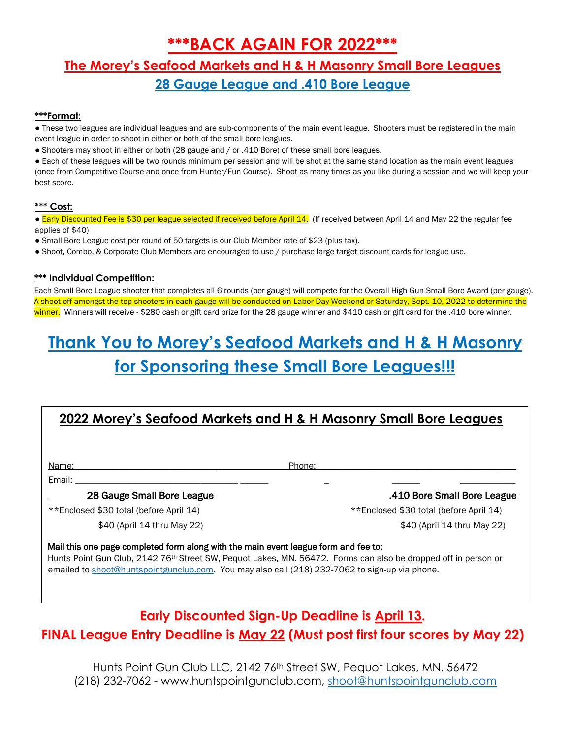# ***BACK AGAIN FOR 2022***

## The Morey's Seafood Markets and H & H Masonry Small Bore Leagues

## 28 Gauge League and .410 Bore League

**\*\*\*Format:**

- These two leagues are individual leagues and are sub-components of the main event league. Shooters must be registered in the main event league in order to shoot in either or both of the small bore leagues.
- Shooters may shoot in either or both (28 gauge and / or .410 Bore) of these small bore leagues.
- Each of these leagues will be two rounds minimum per session and will be shot at the same stand location as the main event leagues (once from Competitive Course and once from Hunter/Fun Course). Shoot as many times as you like during a session and we will keep your best score.

**\*\*\* Cost:**

- Early Discounted Fee is $30 per league selected if received before April 14. (If received between April 14 and May 22 the regular fee applies of $40)
- Small Bore League cost per round of 50 targets is our Club Member rate of $23 (plus tax).
- Shoot, Combo, & Corporate Club Members are encouraged to use / purchase large target discount cards for league use.

**\*\*\* Individual Competition:**

Each Small Bore League shooter that completes all 6 rounds (per gauge) will compete for the Overall High Gun Small Bore Award (per gauge). A shoot-off amongst the top shooters in each gauge will be conducted on Labor Day Weekend or Saturday, Sept. 10, 2022 to determine the winner. Winners will receive - $280 cash or gift card prize for the 28 gauge winner and $410 cash or gift card for the .410 bore winner.

# Thank You to Morey's Seafood Markets and H & H Masonry for Sponsoring these Small Bore Leagues!!!

## 2022 Morey's Seafood Markets and H & H Masonry Small Bore Leagues

Name: ______________________________ Phone: ______________________________

Email: ______________________________________________________________

| 28 Gauge Small Bore League | .410 Bore Small Bore League |
|---|---|
| **Enclosed $30 total (before April 14) | **Enclosed $30 total (before April 14) |
| $40 (April 14 thru May 22) | $40 (April 14 thru May 22) |

**Mail this one page completed form along with the main event league form and fee to:**
Hunts Point Gun Club, 2142 76th Street SW, Pequot Lakes, MN. 56472. Forms can also be dropped off in person or emailed to shoot@huntspointgunclub.com. You may also call (218) 232-7062 to sign-up via phone.

**Early Discounted Sign-Up Deadline is April 13.**

**FINAL League Entry Deadline is May 22 (Must post first four scores by May 22)**

Hunts Point Gun Club LLC, 2142 76th Street SW, Pequot Lakes, MN. 56472
(218) 232-7062 - www.huntspointgunclub.com, shoot@huntspointgunclub.com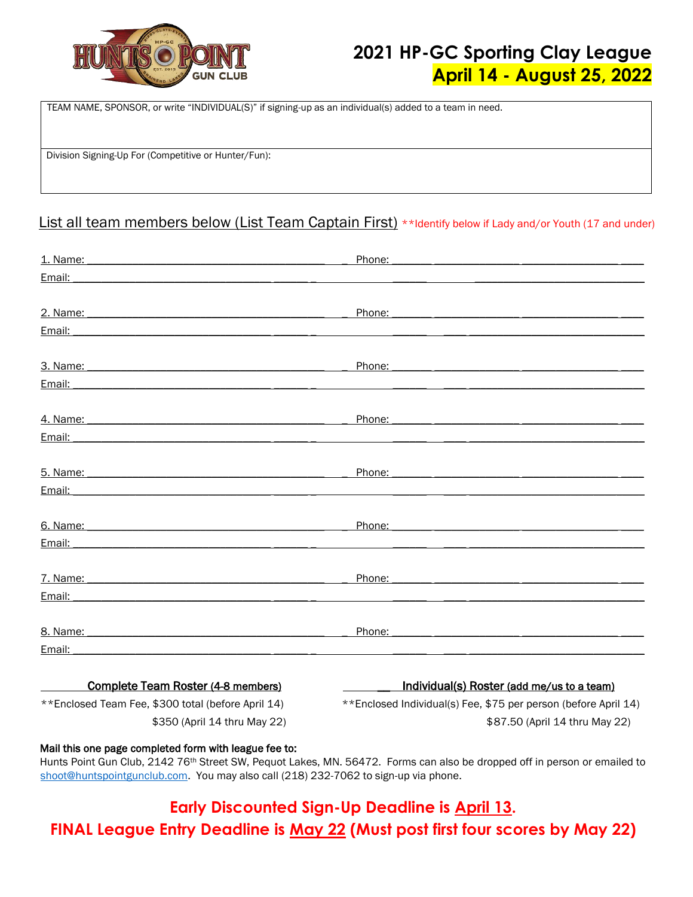# 2021 HP-GC Sporting Clay League
## April 14 - August 25, 2022

| |
|---|
| TEAM NAME, SPONSOR, or write "INDIVIDUAL(S)" if signing-up as an individual(s) added to a team in need. |
| Division Signing-Up For (Competitive or Hunter/Fun): |

List all team members below (List Team Captain First) **Identify below if Lady and/or Youth (17 and under)

1. Name: ______________________________ Phone: ______________________________
Email: ______________________________________________________________

2. Name: ______________________________ Phone: ______________________________
Email: ______________________________________________________________

3. Name: ______________________________ Phone: ______________________________
Email: ______________________________________________________________

4. Name: ______________________________ Phone: ______________________________
Email: ______________________________________________________________

5. Name: ______________________________ Phone: ______________________________
Email: ______________________________________________________________

6. Name: ______________________________ Phone: ______________________________
Email: ______________________________________________________________

7. Name: ______________________________ Phone: ______________________________
Email: ______________________________________________________________

8. Name: ______________________________ Phone: ______________________________
Email: ______________________________________________________________

________ Complete Team Roster (4-8 members)
**Enclosed Team Fee, $300 total (before April 14)
$350 (April 14 thru May 22)

________ Individual(s) Roster (add me/us to a team)
**Enclosed Individual(s) Fee, $75 per person (before April 14)
$87.50 (April 14 thru May 22)

**Mail this one page completed form with league fee to:**
Hunts Point Gun Club, 2142 76th Street SW, Pequot Lakes, MN. 56472. Forms can also be dropped off in person or emailed to shoot@huntspointgunclub.com. You may also call (218) 232-7062 to sign-up via phone.

**Early Discounted Sign-Up Deadline is April 13.**

**FINAL League Entry Deadline is May 22 (Must post first four scores by May 22)**